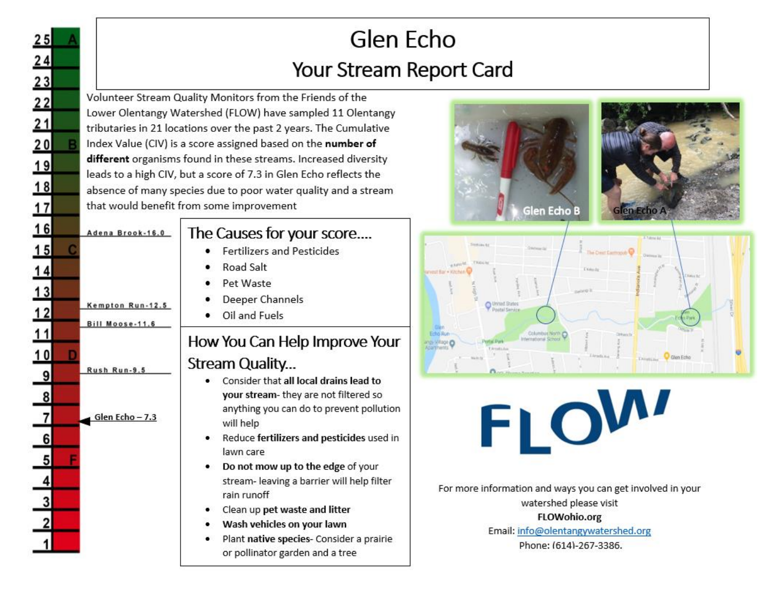# Glen Echo

## Your Stream Report Card

Volunteer Stream Quality Monitors from the Friends of the Lower Olentangy Watershed (FLOW) have sampled 11 Olentangy tributaries in 21 locations over the past 2 years. The Cumulative Index Value (CIV) is a score assigned based on the **number of different** organisms found in these streams. Increased diversity leads to a high CIV, but a score of 7.3 in Glen Echo reflects the absence of many species due to poor water quality and a stream that would benefit from some improvement

Adena Brook-16.0

Kempton Run-12.5

Bill Moose-11.6

Rush Run-9.5

Glen Echo – 7.3

## The Causes for your score....

- Fertilizers and Pesticides
- Road Salt
- Pet Waste
- Deeper Channels
- Oil and Fuels

## How You Can Help Improve Your Stream Quality...

- Consider that **all local drains lead to your stream**- they are not filtered so anything you can do to prevent pollution will help
- Reduce **fertilizers and pesticides** used in lawn care
- **Do not mow up to the edge** of your stream- leaving a barrier will help filter rain runoff
- Clean up **pet waste and litter**
- **Wash vehicles on your lawn**
- Plant **native species**- Consider a prairie or pollinator garden and a tree

Glen Echo B

Glen Echo A

FLOW

For more information and ways you can get involved in your watershed please visit

**FLOWohio.org**

Email: info@olentangywatershed.org

Phone: (614)-267-3386.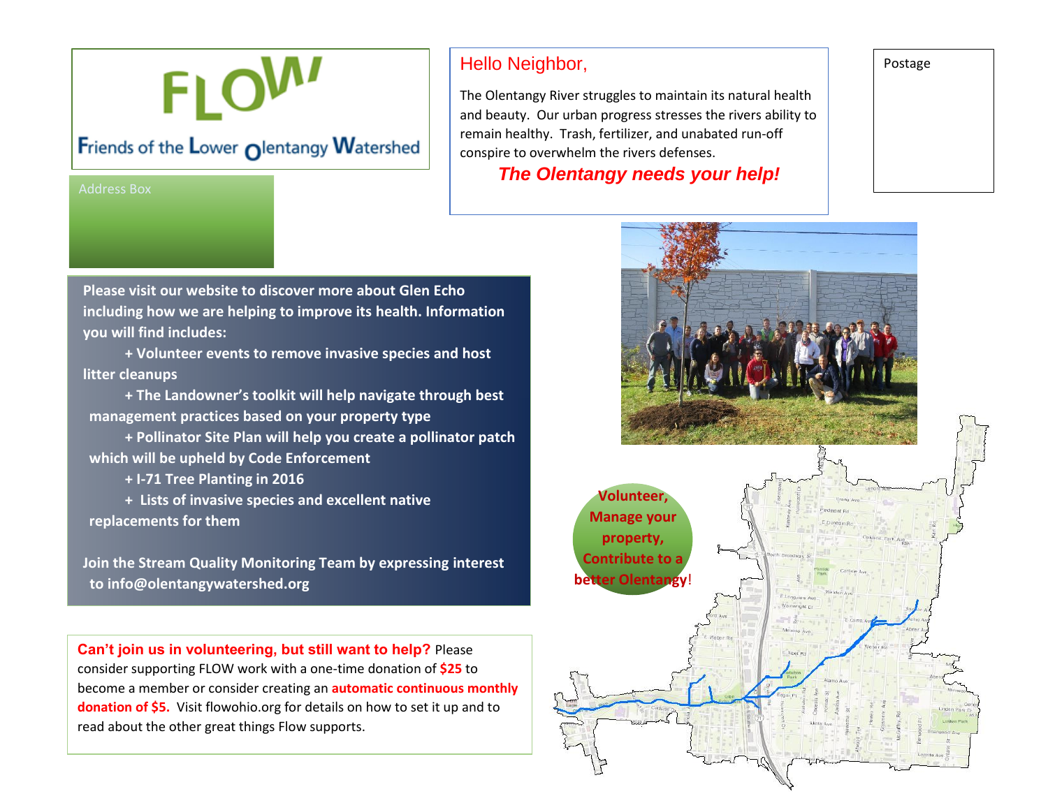# FLOW

Friends of the Lower Olentangy Watershed

Address Box

Hello Neighbor,

The Olentangy River struggles to maintain its natural health and beauty. Our urban progress stresses the rivers ability to remain healthy. Trash, fertilizer, and unabated run-off conspire to overwhelm the rivers defenses.

***The Olentangy needs your help!***

Postage

**Please visit our website to discover more about Glen Echo including how we are helping to improve its health. Information you will find includes:**

**+ Volunteer events to remove invasive species and host litter cleanups**

**+ The Landowner's toolkit will help navigate through best management practices based on your property type**

**+ Pollinator Site Plan will help you create a pollinator patch which will be upheld by Code Enforcement**

**+ I-71 Tree Planting in 2016**

**+ Lists of invasive species and excellent native replacements for them**

**Join the Stream Quality Monitoring Team by expressing interest to info@olentangywatershed.org**

**Volunteer, Manage your property, Contribute to a better Olentangy!**

**Can't join us in volunteering, but still want to help?** Please consider supporting FLOW work with a one-time donation of **$25** to become a member or consider creating an **automatic continuous monthly donation of $5.** Visit flowohio.org for details on how to set it up and to read about the other great things Flow supports.